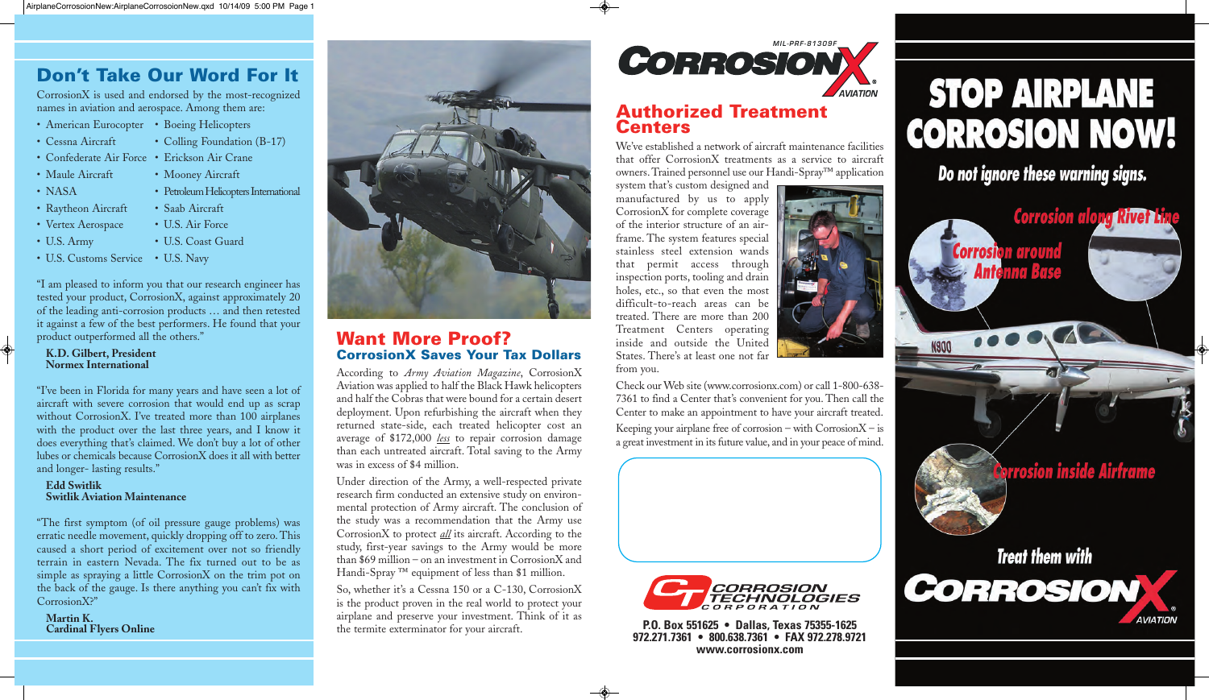## Don't Take Our Word For It

CorrosionX is used and endorsed by the most-recognized names in aviation and aerospace. Among them are:

- American Eurocopter
- Boeing Helicopters
- Cessna Aircraft
- Colling Foundation (B-17)
- Confederate Air Force
- Erickson Air Crane
- Maule Aircraft
- Mooney Aircraft
- NASA
- Petroleum Helicopters International
- Raytheon Aircraft
- Saab Aircraft
- Vertex Aerospace
- U.S. Air Force
- U.S. Army
- U.S. Coast Guard
- U.S. Customs Service
- U.S. Navy

"I am pleased to inform you that our research engineer has tested your product, CorrosionX, against approximately 20 of the leading anti-corrosion products … and then retested it against a few of the best performers. He found that your product outperformed all the others."

**K.D. Gilbert, President**
**Normex International**

"I've been in Florida for many years and have seen a lot of aircraft with severe corrosion that would end up as scrap without CorrosionX. I've treated more than 100 airplanes with the product over the last three years, and I know it does everything that's claimed. We don't buy a lot of other lubes or chemicals because CorrosionX does it all with better and longer- lasting results."

**Edd Switlik**
**Switlik Aviation Maintenance**

"The first symptom (of oil pressure gauge problems) was erratic needle movement, quickly dropping off to zero. This caused a short period of excitement over not so friendly terrain in eastern Nevada. The fix turned out to be as simple as spraying a little CorrosionX on the trim pot on the back of the gauge. Is there anything you can't fix with CorrosionX?"

**Martin K.**
**Cardinal Flyers Online**

## Want More Proof?

### CorrosionX Saves Your Tax Dollars

According to *Army Aviation Magazine*, CorrosionX Aviation was applied to half the Black Hawk helicopters and half the Cobras that were bound for a certain desert deployment. Upon refurbishing the aircraft when they returned state-side, each treated helicopter cost an average of $172,000 *less* to repair corrosion damage than each untreated aircraft. Total saving to the Army was in excess of $4 million.

Under direction of the Army, a well-respected private research firm conducted an extensive study on environmental protection of Army aircraft. The conclusion of the study was a recommendation that the Army use CorrosionX to protect *all* its aircraft. According to the study, first-year savings to the Army would be more than $69 million – on an investment in CorrosionX and Handi-Spray ™ equipment of less than $1 million.

So, whether it's a Cessna 150 or a C-130, CorrosionX is the product proven in the real world to protect your airplane and preserve your investment. Think of it as the termite exterminator for your aircraft.

MIL-PRF-81309F
CORROSIONX® AVIATION

## Authorized Treatment Centers

We've established a network of aircraft maintenance facilities that offer CorrosionX treatments as a service to aircraft owners. Trained personnel use our Handi-Spray™ application system that's custom designed and manufactured by us to apply CorrosionX for complete coverage of the interior structure of an airframe. The system features special stainless steel extension wands that permit access through inspection ports, tooling and drain holes, etc., so that even the most difficult-to-reach areas can be treated. There are more than 200 Treatment Centers operating inside and outside the United States. There's at least one not far from you.

Check our Web site (www.corrosionx.com) or call 1-800-638-7361 to find a Center that's convenient for you. Then call the Center to make an appointment to have your aircraft treated.

Keeping your airplane free of corrosion – with CorrosionX – is a great investment in its future value, and in your peace of mind.

CORROSION TECHNOLOGIES CORPORATION

**P.O. Box 551625 • Dallas, Texas 75355-1625**
**972.271.7361 • 800.638.7361 • FAX 972.278.9721**
**www.corrosionx.com**

# STOP AIRPLANE CORROSION NOW!

**Do not ignore these warning signs.**

Corrosion along Rivet Line

Corrosion around Antenna Base

Corrosion inside Airframe

Treat them with

CORROSIONX® AVIATION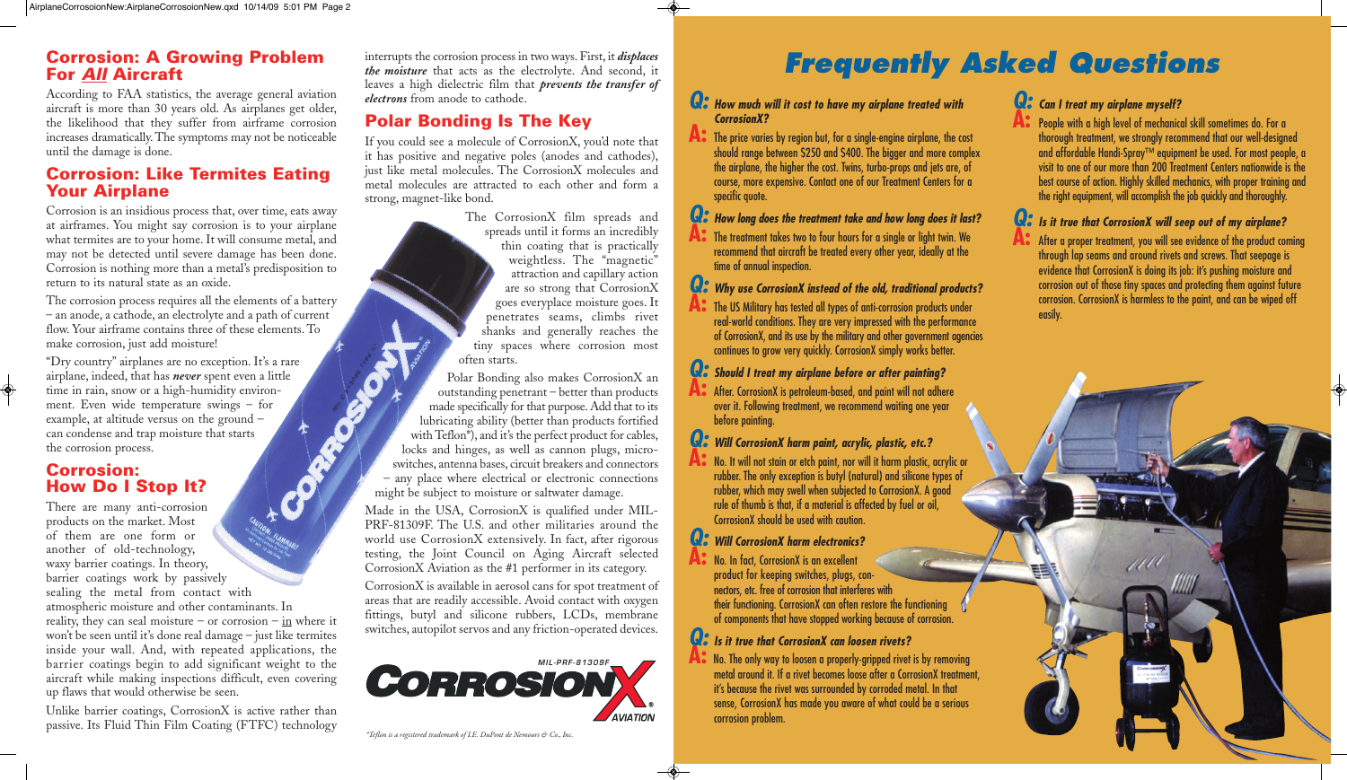## Corrosion: A Growing Problem For *All* Aircraft

According to FAA statistics, the average general aviation aircraft is more than 30 years old. As airplanes get older, the likelihood that they suffer from airframe corrosion increases dramatically. The symptoms may not be noticeable until the damage is done.

## Corrosion: Like Termites Eating Your Airplane

Corrosion is an insidious process that, over time, eats away at airframes. You might say corrosion is to your airplane what termites are to your home. It will consume metal, and may not be detected until severe damage has been done. Corrosion is nothing more than a metal's predisposition to return to its natural state as an oxide.

The corrosion process requires all the elements of a battery – an anode, a cathode, an electrolyte and a path of current flow. Your airframe contains three of these elements. To make corrosion, just add moisture!

"Dry country" airplanes are no exception. It's a rare airplane, indeed, that has ***never*** spent even a little time in rain, snow or a high-humidity environment. Even wide temperature swings – for example, at altitude versus on the ground – can condense and trap moisture that starts the corrosion process.

## Corrosion: How Do I Stop It?

There are many anti-corrosion products on the market. Most of them are one form or another of old-technology, waxy barrier coatings. In theory, barrier coatings work by passively sealing the metal from contact with atmospheric moisture and other contaminants. In reality, they can seal moisture – or corrosion – in where it won't be seen until it's done real damage – just like termites inside your wall. And, with repeated applications, the barrier coatings begin to add significant weight to the aircraft while making inspections difficult, even covering up flaws that would otherwise be seen.

Unlike barrier coatings, CorrosionX is active rather than passive. Its Fluid Thin Film Coating (FTFC) technology interrupts the corrosion process in two ways. First, it ***displaces the moisture*** that acts as the electrolyte. And second, it leaves a high dielectric film that ***prevents the transfer of electrons*** from anode to cathode.

## Polar Bonding Is The Key

If you could see a molecule of CorrosionX, you'd note that it has positive and negative poles (anodes and cathodes), just like metal molecules. The CorrosionX molecules and metal molecules are attracted to each other and form a strong, magnet-like bond.

The CorrosionX film spreads and spreads until it forms an incredibly thin coating that is practically weightless. The "magnetic" attraction and capillary action are so strong that CorrosionX goes everyplace moisture goes. It penetrates seams, climbs rivet shanks and generally reaches the tiny spaces where corrosion most often starts.

Polar Bonding also makes CorrosionX an outstanding penetrant – better than products made specifically for that purpose. Add that to its lubricating ability (better than products fortified with Teflon*), and it's the perfect product for cables, locks and hinges, as well as cannon plugs, micro-switches, antenna bases, circuit breakers and connectors – any place where electrical or electronic connections might be subject to moisture or saltwater damage.

Made in the USA, CorrosionX is qualified under MIL-PRF-81309F. The U.S. and other militaries around the world use CorrosionX extensively. In fact, after rigorous testing, the Joint Council on Aging Aircraft selected CorrosionX Aviation as the #1 performer in its category.

CorrosionX is available in aerosol cans for spot treatment of areas that are readily accessible. Avoid contact with oxygen fittings, butyl and silicone rubbers, LCDs, membrane switches, autopilot servos and any friction-operated devices.

MIL-PRF-81309F
CORROSIONX® AVIATION

*Teflon is a registered trademark of I.E. DuPont de Nemours & Co., Inc.*

# Frequently Asked Questions

**Q: *How much will it cost to have my airplane treated with CorrosionX?***

**A:** The price varies by region but, for a single-engine airplane, the cost should range between $250 and $400. The bigger and more complex the airplane, the higher the cost. Twins, turbo-props and jets are, of course, more expensive. Contact one of our Treatment Centers for a specific quote.

**Q: *How long does the treatment take and how long does it last?***

**A:** The treatment takes two to four hours for a single or light twin. We recommend that aircraft be treated every other year, ideally at the time of annual inspection.

**Q: *Why use CorrosionX instead of the old, traditional products?***

**A:** The US Military has tested all types of anti-corrosion products under real-world conditions. They are very impressed with the performance of CorrosionX, and its use by the military and other government agencies continues to grow very quickly. CorrosionX simply works better.

**Q: *Should I treat my airplane before or after painting?***

**A:** After. CorrosionX is petroleum-based, and paint will not adhere over it. Following treatment, we recommend waiting one year before painting.

**Q: *Will CorrosionX harm paint, acrylic, plastic, etc.?***

**A:** No. It will not stain or etch paint, nor will it harm plastic, acrylic or rubber. The only exception is butyl (natural) and silicone types of rubber, which may swell when subjected to CorrosionX. A good rule of thumb is that, if a material is affected by fuel or oil, CorrosionX should be used with caution.

**Q: *Will CorrosionX harm electronics?***

**A:** No. In fact, CorrosionX is an excellent product for keeping switches, plugs, connectors, etc. free of corrosion that interferes with their functioning. CorrosionX can often restore the functioning of components that have stopped working because of corrosion.

**Q: *Is it true that CorrosionX can loosen rivets?***

**A:** No. The only way to loosen a properly-gripped rivet is by removing metal around it. If a rivet becomes loose after a CorrosionX treatment, it's because the rivet was surrounded by corroded metal. In that sense, CorrosionX has made you aware of what could be a serious corrosion problem.

**Q: *Can I treat my airplane myself?***

**A:** People with a high level of mechanical skill sometimes do. For a thorough treatment, we strongly recommend that our well-designed and affordable Handi-Spray™ equipment be used. For most people, a visit to one of our more than 200 Treatment Centers nationwide is the best course of action. Highly skilled mechanics, with proper training and the right equipment, will accomplish the job quickly and thoroughly.

**Q: *Is it true that CorrosionX will seep out of my airplane?***

**A:** After a proper treatment, you will see evidence of the product coming through lap seams and around rivets and screws. That seepage is evidence that CorrosionX is doing its job: it's pushing moisture and corrosion out of those tiny spaces and protecting them against future corrosion. CorrosionX is harmless to the paint, and can be wiped off easily.